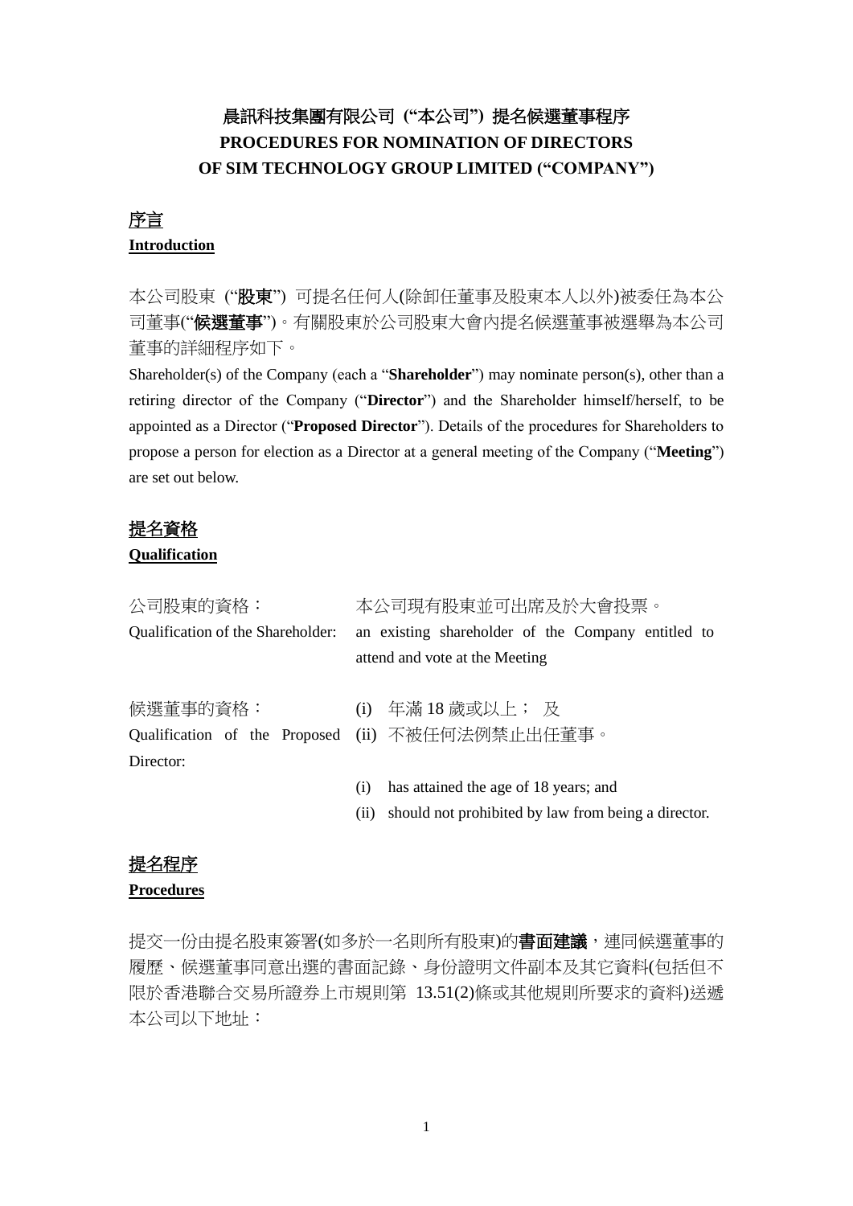# 晨訊科技集團有限公司 ("本公司") 提名候選董事程序
# PROCEDURES FOR NOMINATION OF DIRECTORS OF SIM TECHNOLOGY GROUP LIMITED ("COMPANY")

## 序言
## Introduction

本公司股東 ("**股東**") 可提名任何人(除卸任董事及股東本人以外)被委任為本公司董事("**候選董事**")。有關股東於公司股東大會內提名候選董事被選舉為本公司董事的詳細程序如下。

Shareholder(s) of the Company (each a "**Shareholder**") may nominate person(s), other than a retiring director of the Company ("**Director**") and the Shareholder himself/herself, to be appointed as a Director ("**Proposed Director**"). Details of the procedures for Shareholders to propose a person for election as a Director at a general meeting of the Company ("**Meeting**") are set out below.

## 提名資格
## Qualification

| | |
|---|---|
| 公司股東的資格：<br>Qualification of the Shareholder: | 本公司現有股東並可出席及於大會投票。<br>an existing shareholder of the Company entitled to attend and vote at the Meeting |
| 候選董事的資格：<br>Qualification of the Proposed Director: | (i) 年滿 18 歲或以上； 及<br>(ii) 不被任何法例禁止出任董事。<br><br>(i) has attained the age of 18 years; and<br>(ii) should not prohibited by law from being a director. |

## 提名程序
## Procedures

提交一份由提名股東簽署(如多於一名則所有股東)的**書面建議**，連同候選董事的履歷、候選董事同意出選的書面記錄、身份證明文件副本及其它資料(包括但不限於香港聯合交易所證券上市規則第 13.51(2)條或其他規則所要求的資料)送遞本公司以下地址：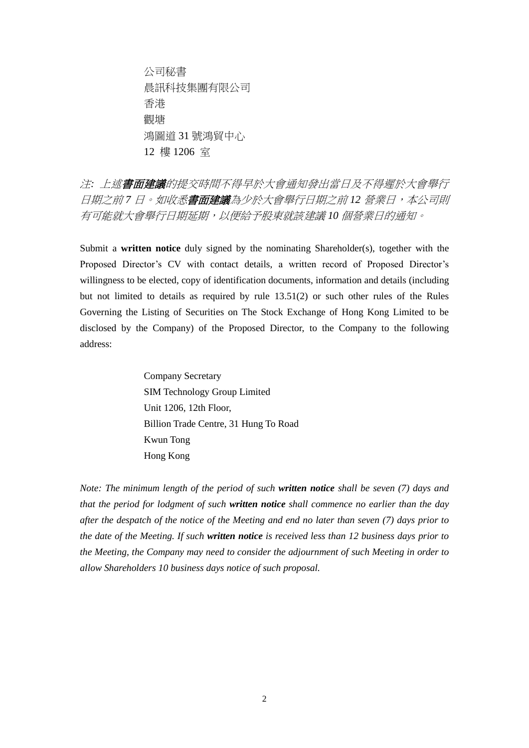公司秘書
晨訊科技集團有限公司
香港
觀塘
鴻圖道 31 號鴻貿中心
12 樓 1206 室

*注: 上述**書面建議**的提交時間不得早於大會通知發出當日及不得遲於大會舉行日期之前 7 日。如收悉**書面建議**為少於大會舉行日期之前 12 營業日，本公司則有可能就大會舉行日期延期，以便給予股東就該建議 10 個營業日的通知。*

Submit a **written notice** duly signed by the nominating Shareholder(s), together with the Proposed Director's CV with contact details, a written record of Proposed Director's willingness to be elected, copy of identification documents, information and details (including but not limited to details as required by rule 13.51(2) or such other rules of the Rules Governing the Listing of Securities on The Stock Exchange of Hong Kong Limited to be disclosed by the Company) of the Proposed Director, to the Company to the following address:

Company Secretary
SIM Technology Group Limited
Unit 1206, 12th Floor,
Billion Trade Centre, 31 Hung To Road
Kwun Tong
Hong Kong

*Note: The minimum length of the period of such **written notice** shall be seven (7) days and that the period for lodgment of such **written notice** shall commence no earlier than the day after the despatch of the notice of the Meeting and end no later than seven (7) days prior to the date of the Meeting. If such **written notice** is received less than 12 business days prior to the Meeting, the Company may need to consider the adjournment of such Meeting in order to allow Shareholders 10 business days notice of such proposal.*